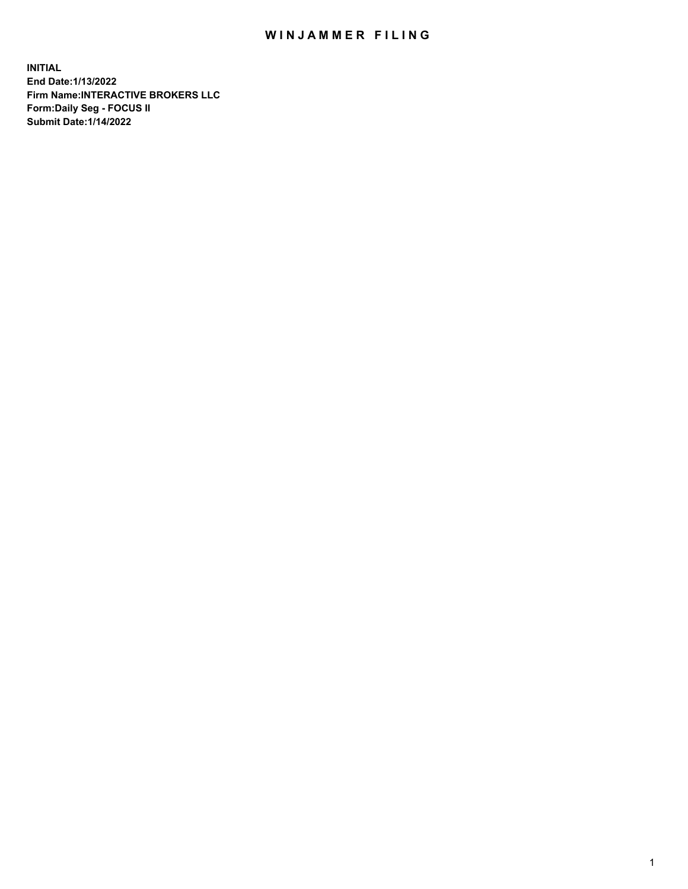# WINJAMMER FILING

**INITIAL**
**End Date:1/13/2022**
**Firm Name:INTERACTIVE BROKERS LLC**
**Form:Daily Seg - FOCUS II**
**Submit Date:1/14/2022**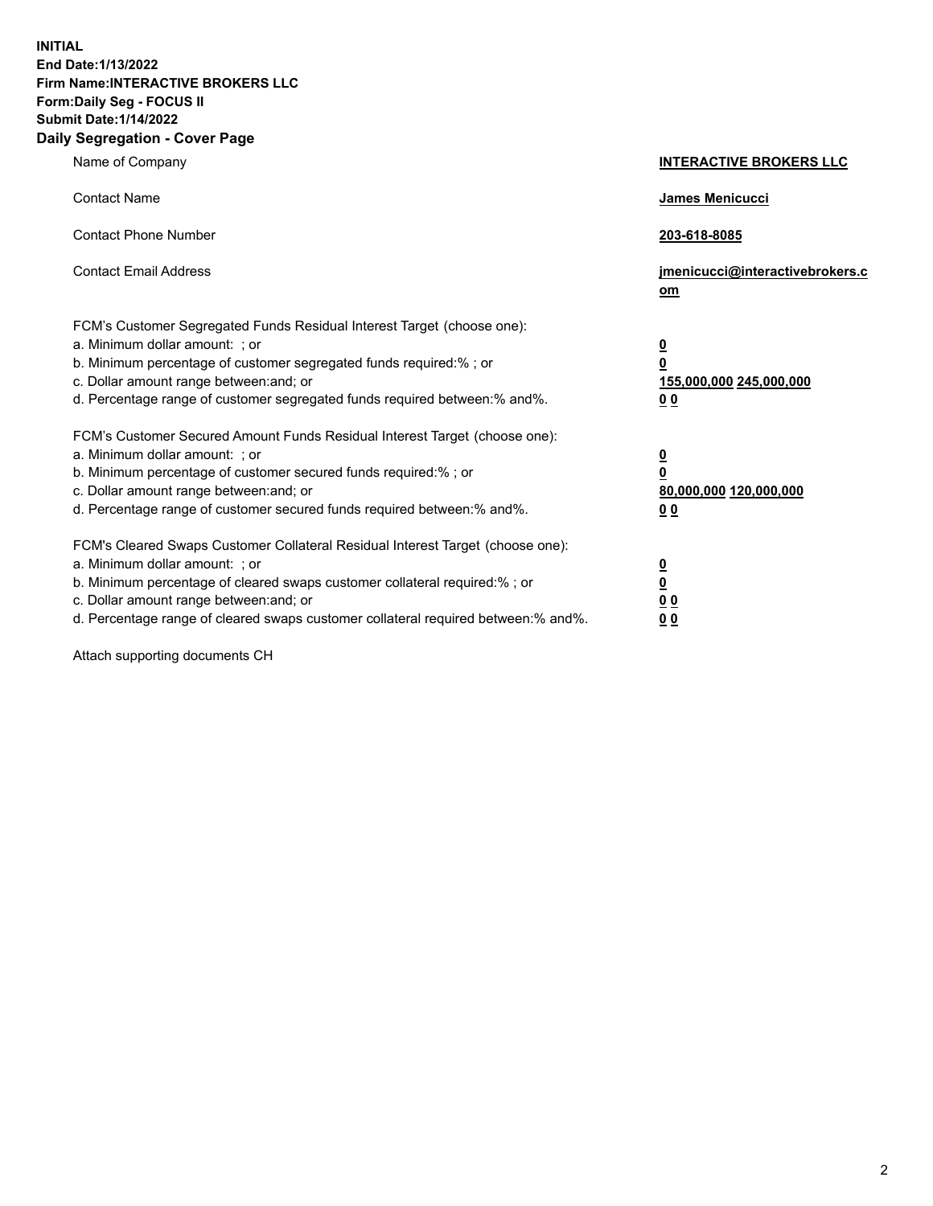**INITIAL**
**End Date:1/13/2022**
**Firm Name:INTERACTIVE BROKERS LLC**
**Form:Daily Seg - FOCUS II**
**Submit Date:1/14/2022**

## Daily Segregation - Cover Page

| | |
|---|---|
| Name of Company | **INTERACTIVE BROKERS LLC** |
| Contact Name | **James Menicucci** |
| Contact Phone Number | **203-618-8085** |
| Contact Email Address | **jmenicucci@interactivebrokers.com** |

FCM's Customer Segregated Funds Residual Interest Target (choose one):

| | |
|---|---|
| a. Minimum dollar amount: ; or | **0** |
| b. Minimum percentage of customer segregated funds required:% ; or | **0** |
| c. Dollar amount range between:and; or | **155,000,000 245,000,000** |
| d. Percentage range of customer segregated funds required between:% and%. | **0 0** |

FCM's Customer Secured Amount Funds Residual Interest Target (choose one):

| | |
|---|---|
| a. Minimum dollar amount: ; or | **0** |
| b. Minimum percentage of customer secured funds required:% ; or | **0** |
| c. Dollar amount range between:and; or | **80,000,000 120,000,000** |
| d. Percentage range of customer secured funds required between:% and%. | **0 0** |

FCM's Cleared Swaps Customer Collateral Residual Interest Target (choose one):

| | |
|---|---|
| a. Minimum dollar amount: ; or | **0** |
| b. Minimum percentage of cleared swaps customer collateral required:% ; or | **0** |
| c. Dollar amount range between:and; or | **0 0** |
| d. Percentage range of cleared swaps customer collateral required between:% and%. | **0 0** |

Attach supporting documents CH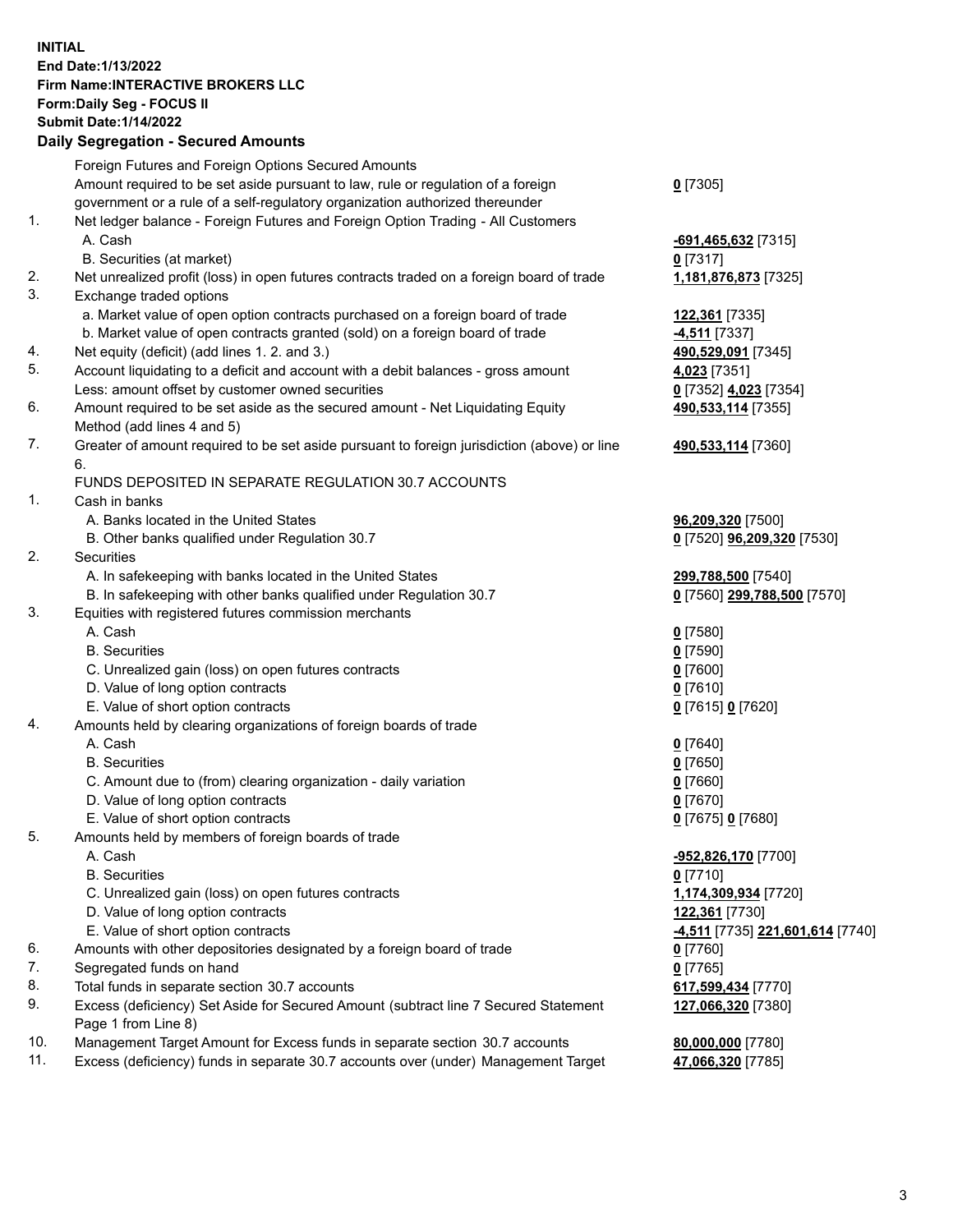**INITIAL**
**End Date:1/13/2022**
**Firm Name:INTERACTIVE BROKERS LLC**
**Form:Daily Seg - FOCUS II**
**Submit Date:1/14/2022**

## Daily Segregation - Secured Amounts

| | | |
|---|---|---|
| | Foreign Futures and Foreign Options Secured Amounts | |
| | Amount required to be set aside pursuant to law, rule or regulation of a foreign government or a rule of a self-regulatory organization authorized thereunder | **0** [7305] |
| 1. | Net ledger balance - Foreign Futures and Foreign Option Trading - All Customers | |
| | A. Cash | **-691,465,632** [7315] |
| | B. Securities (at market) | **0** [7317] |
| 2. | Net unrealized profit (loss) in open futures contracts traded on a foreign board of trade | **1,181,876,873** [7325] |
| 3. | Exchange traded options | |
| | a. Market value of open option contracts purchased on a foreign board of trade | **122,361** [7335] |
| | b. Market value of open contracts granted (sold) on a foreign board of trade | **-4,511** [7337] |
| 4. | Net equity (deficit) (add lines 1. 2. and 3.) | **490,529,091** [7345] |
| 5. | Account liquidating to a deficit and account with a debit balances - gross amount | **4,023** [7351] |
| | Less: amount offset by customer owned securities | **0** [7352] **4,023** [7354] |
| 6. | Amount required to be set aside as the secured amount - Net Liquidating Equity Method (add lines 4 and 5) | **490,533,114** [7355] |
| 7. | Greater of amount required to be set aside pursuant to foreign jurisdiction (above) or line 6. | **490,533,114** [7360] |
| | FUNDS DEPOSITED IN SEPARATE REGULATION 30.7 ACCOUNTS | |
| 1. | Cash in banks | |
| | A. Banks located in the United States | **96,209,320** [7500] |
| | B. Other banks qualified under Regulation 30.7 | **0** [7520] **96,209,320** [7530] |
| 2. | Securities | |
| | A. In safekeeping with banks located in the United States | **299,788,500** [7540] |
| | B. In safekeeping with other banks qualified under Regulation 30.7 | **0** [7560] **299,788,500** [7570] |
| 3. | Equities with registered futures commission merchants | |
| | A. Cash | **0** [7580] |
| | B. Securities | **0** [7590] |
| | C. Unrealized gain (loss) on open futures contracts | **0** [7600] |
| | D. Value of long option contracts | **0** [7610] |
| | E. Value of short option contracts | **0** [7615] **0** [7620] |
| 4. | Amounts held by clearing organizations of foreign boards of trade | |
| | A. Cash | **0** [7640] |
| | B. Securities | **0** [7650] |
| | C. Amount due to (from) clearing organization - daily variation | **0** [7660] |
| | D. Value of long option contracts | **0** [7670] |
| | E. Value of short option contracts | **0** [7675] **0** [7680] |
| 5. | Amounts held by members of foreign boards of trade | |
| | A. Cash | **-952,826,170** [7700] |
| | B. Securities | **0** [7710] |
| | C. Unrealized gain (loss) on open futures contracts | **1,174,309,934** [7720] |
| | D. Value of long option contracts | **122,361** [7730] |
| | E. Value of short option contracts | **-4,511** [7735] **221,601,614** [7740] |
| 6. | Amounts with other depositories designated by a foreign board of trade | **0** [7760] |
| 7. | Segregated funds on hand | **0** [7765] |
| 8. | Total funds in separate section 30.7 accounts | **617,599,434** [7770] |
| 9. | Excess (deficiency) Set Aside for Secured Amount (subtract line 7 Secured Statement Page 1 from Line 8) | **127,066,320** [7380] |
| 10. | Management Target Amount for Excess funds in separate section 30.7 accounts | **80,000,000** [7780] |
| 11. | Excess (deficiency) funds in separate 30.7 accounts over (under) Management Target | **47,066,320** [7785] |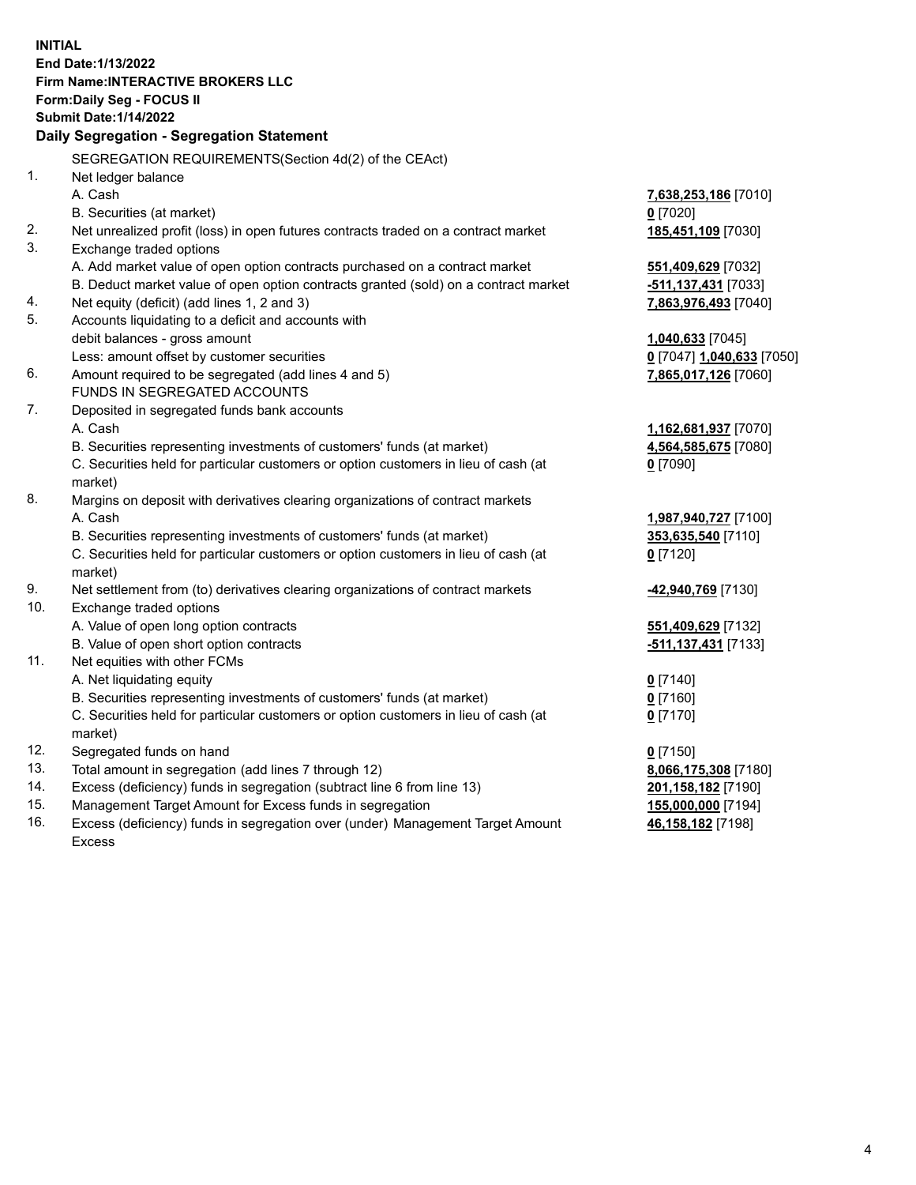**INITIAL**
**End Date:1/13/2022**
**Firm Name:INTERACTIVE BROKERS LLC**
**Form:Daily Seg - FOCUS II**
**Submit Date:1/14/2022**

## Daily Segregation - Segregation Statement

| | SEGREGATION REQUIREMENTS(Section 4d(2) of the CEAct) | |
|---|---|---|
| 1. | Net ledger balance | |
| | A. Cash | **7,638,253,186** [7010] |
| | B. Securities (at market) | **0** [7020] |
| 2. | Net unrealized profit (loss) in open futures contracts traded on a contract market | **185,451,109** [7030] |
| 3. | Exchange traded options | |
| | A. Add market value of open option contracts purchased on a contract market | **551,409,629** [7032] |
| | B. Deduct market value of open option contracts granted (sold) on a contract market | **-511,137,431** [7033] |
| 4. | Net equity (deficit) (add lines 1, 2 and 3) | **7,863,976,493** [7040] |
| 5. | Accounts liquidating to a deficit and accounts with | |
| | debit balances - gross amount | **1,040,633** [7045] |
| | Less: amount offset by customer securities | **0** [7047] **1,040,633** [7050] |
| 6. | Amount required to be segregated (add lines 4 and 5) | **7,865,017,126** [7060] |
| | FUNDS IN SEGREGATED ACCOUNTS | |
| 7. | Deposited in segregated funds bank accounts | |
| | A. Cash | **1,162,681,937** [7070] |
| | B. Securities representing investments of customers' funds (at market) | **4,564,585,675** [7080] |
| | C. Securities held for particular customers or option customers in lieu of cash (at market) | **0** [7090] |
| 8. | Margins on deposit with derivatives clearing organizations of contract markets | |
| | A. Cash | **1,987,940,727** [7100] |
| | B. Securities representing investments of customers' funds (at market) | **353,635,540** [7110] |
| | C. Securities held for particular customers or option customers in lieu of cash (at market) | **0** [7120] |
| 9. | Net settlement from (to) derivatives clearing organizations of contract markets | **-42,940,769** [7130] |
| 10. | Exchange traded options | |
| | A. Value of open long option contracts | **551,409,629** [7132] |
| | B. Value of open short option contracts | **-511,137,431** [7133] |
| 11. | Net equities with other FCMs | |
| | A. Net liquidating equity | **0** [7140] |
| | B. Securities representing investments of customers' funds (at market) | **0** [7160] |
| | C. Securities held for particular customers or option customers in lieu of cash (at market) | **0** [7170] |
| 12. | Segregated funds on hand | **0** [7150] |
| 13. | Total amount in segregation (add lines 7 through 12) | **8,066,175,308** [7180] |
| 14. | Excess (deficiency) funds in segregation (subtract line 6 from line 13) | **201,158,182** [7190] |
| 15. | Management Target Amount for Excess funds in segregation | **155,000,000** [7194] |
| 16. | Excess (deficiency) funds in segregation over (under) Management Target Amount Excess | **46,158,182** [7198] |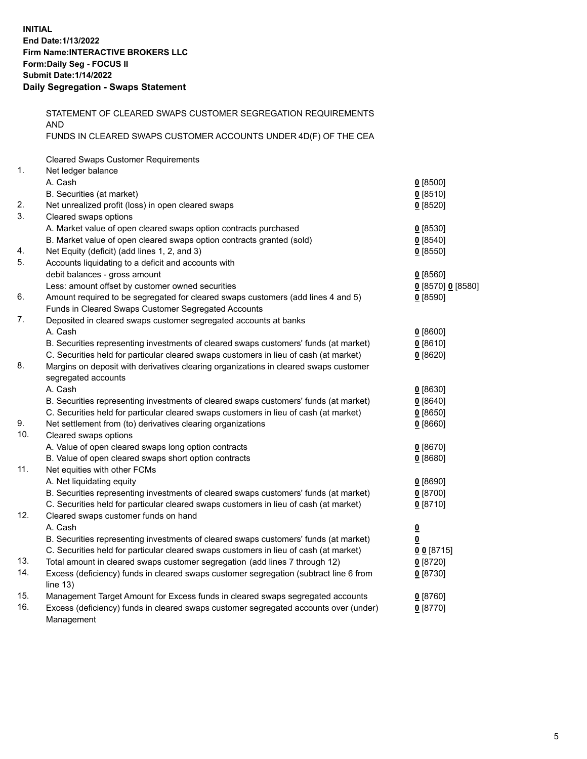**INITIAL**
**End Date:1/13/2022**
**Firm Name:INTERACTIVE BROKERS LLC**
**Form:Daily Seg - FOCUS II**
**Submit Date:1/14/2022**
**Daily Segregation - Swaps Statement**

STATEMENT OF CLEARED SWAPS CUSTOMER SEGREGATION REQUIREMENTS AND FUNDS IN CLEARED SWAPS CUSTOMER ACCOUNTS UNDER 4D(F) OF THE CEA

| | | |
|---|---|---|
| | Cleared Swaps Customer Requirements | |
| 1. | Net ledger balance | |
| | A. Cash | 0 [8500] |
| | B. Securities (at market) | 0 [8510] |
| 2. | Net unrealized profit (loss) in open cleared swaps | 0 [8520] |
| 3. | Cleared swaps options | |
| | A. Market value of open cleared swaps option contracts purchased | 0 [8530] |
| | B. Market value of open cleared swaps option contracts granted (sold) | 0 [8540] |
| 4. | Net Equity (deficit) (add lines 1, 2, and 3) | 0 [8550] |
| 5. | Accounts liquidating to a deficit and accounts with | |
| | debit balances - gross amount | 0 [8560] |
| | Less: amount offset by customer owned securities | 0 [8570] 0 [8580] |
| 6. | Amount required to be segregated for cleared swaps customers (add lines 4 and 5) | 0 [8590] |
| | Funds in Cleared Swaps Customer Segregated Accounts | |
| 7. | Deposited in cleared swaps customer segregated accounts at banks | |
| | A. Cash | 0 [8600] |
| | B. Securities representing investments of cleared swaps customers' funds (at market) | 0 [8610] |
| | C. Securities held for particular cleared swaps customers in lieu of cash (at market) | 0 [8620] |
| 8. | Margins on deposit with derivatives clearing organizations in cleared swaps customer segregated accounts | |
| | A. Cash | 0 [8630] |
| | B. Securities representing investments of cleared swaps customers' funds (at market) | 0 [8640] |
| | C. Securities held for particular cleared swaps customers in lieu of cash (at market) | 0 [8650] |
| 9. | Net settlement from (to) derivatives clearing organizations | 0 [8660] |
| 10. | Cleared swaps options | |
| | A. Value of open cleared swaps long option contracts | 0 [8670] |
| | B. Value of open cleared swaps short option contracts | 0 [8680] |
| 11. | Net equities with other FCMs | |
| | A. Net liquidating equity | 0 [8690] |
| | B. Securities representing investments of cleared swaps customers' funds (at market) | 0 [8700] |
| | C. Securities held for particular cleared swaps customers in lieu of cash (at market) | 0 [8710] |
| 12. | Cleared swaps customer funds on hand | |
| | A. Cash | 0 |
| | B. Securities representing investments of cleared swaps customers' funds (at market) | 0 |
| | C. Securities held for particular cleared swaps customers in lieu of cash (at market) | 0 0 [8715] |
| 13. | Total amount in cleared swaps customer segregation (add lines 7 through 12) | 0 [8720] |
| 14. | Excess (deficiency) funds in cleared swaps customer segregation (subtract line 6 from line 13) | 0 [8730] |
| 15. | Management Target Amount for Excess funds in cleared swaps segregated accounts | 0 [8760] |
| 16. | Excess (deficiency) funds in cleared swaps customer segregated accounts over (under) Management | 0 [8770] |